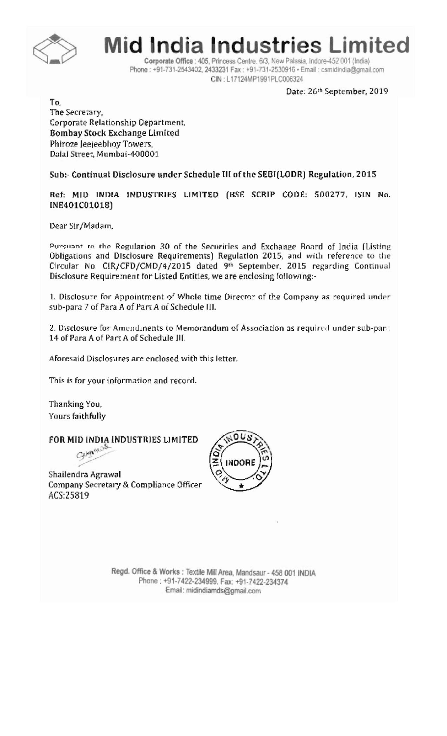# Mid India Industries Limited

Corporate Office : 405, Princess Centre, 6/3, New Palasia, Indore-452 001 (India)
Phone : +91-731-2543402, 2433231 Fax : +91-731-2530916 • Email : csmidindia@gmail.com
CIN : L17124MP1991PLC006324

Date: 26th September, 2019

To,
The Secretary,
Corporate Relationship Department,
Bombay Stock Exchange Limited
Phiroze Jeejeebhoy Towers,
Dalal Street, Mumbai-400001

**Sub:- Continual Disclosure under Schedule III of the SEBI(LODR) Regulation, 2015**

**Ref: MID INDIA INDUSTRIES LIMITED (BSE SCRIP CODE: 500277, ISIN No. INE401C01018)**

Dear Sir/Madam,

Pursuant to the Regulation 30 of the Securities and Exchange Board of India (Listing Obligations and Disclosure Requirements) Regulation 2015, and with reference to the Circular No. CIR/CFD/CMD/4/2015 dated 9th September, 2015 regarding Continual Disclosure Requirement for Listed Entities, we are enclosing following:-

1. Disclosure for Appointment of Whole time Director of the Company as required under sub-para 7 of Para A of Part A of Schedule III.

2. Disclosure for Amendments to Memorandum of Association as required under sub-para 14 of Para A of Part A of Schedule III.

Aforesaid Disclosures are enclosed with this letter.

This is for your information and record.

Thanking You,
Yours faithfully

**FOR MID INDIA INDUSTRIES LIMITED**

Shailendra Agrawal
Company Secretary & Compliance Officer
ACS:25819

Regd. Office & Works : Textile Mill Area, Mandsaur - 458 001 INDIA
Phone : +91-7422-234999, Fax: +91-7422-234374
Email: midindiamds@gmail.com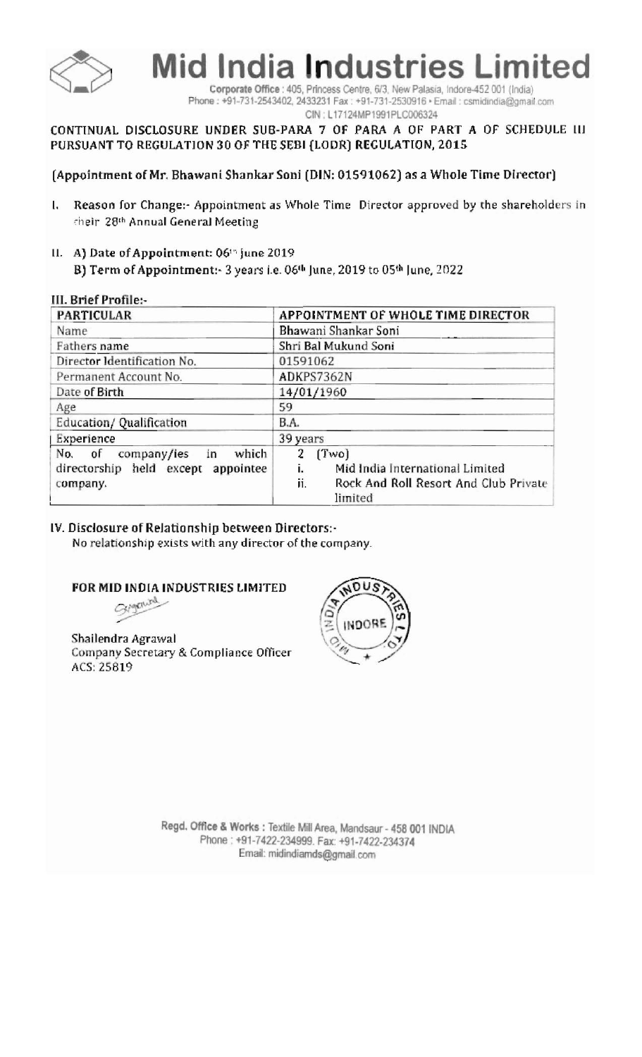# Mid India Industries Limited

**Corporate Office** : 405, Princess Centre, 6/3, New Palasia, Indore-452 001 (India)
Phone : +91-731-2543402, 2433231 Fax : +91-731-2530916 • Email : csmidindia@gmail.com
CIN : L17124MP1991PLC006324

**CONTINUAL DISCLOSURE UNDER SUB-PARA 7 OF PARA A OF PART A OF SCHEDULE III PURSUANT TO REGULATION 30 OF THE SEBI (LODR) REGULATION, 2015**

**(Appointment of Mr. Bhawani Shankar Soni (DIN: 01591062) as a Whole Time Director)**

I. **Reason for Change:-** Appointment as Whole Time Director approved by the shareholders in their 28th Annual General Meeting

II. **A) Date of Appointment:** 06th june 2019
**B) Term of Appointment:-** 3 years i.e. 06th June, 2019 to 05th June, 2022

**III. Brief Profile:-**

| PARTICULAR | APPOINTMENT OF WHOLE TIME DIRECTOR |
|---|---|
| Name | Bhawani Shankar Soni |
| Fathers name | Shri Bal Mukund Soni |
| Director Identification No. | 01591062 |
| Permanent Account No. | ADKPS7362N |
| Date of Birth | 14/01/1960 |
| Age | 59 |
| Education/ Qualification | B.A. |
| Experience | 39 years |
| No. of company/ies in which directorship held except appointee company. | 2 (Two)<br>i. Mid India International Limited<br>ii. Rock And Roll Resort And Club Private limited |

**IV. Disclosure of Relationship between Directors:-**
No relationship exists with any director of the company.

**FOR MID INDIA INDUSTRIES LIMITED**

Shailendra Agrawal
Company Secretary & Compliance Officer
ACS: 25819

**Regd. Office & Works** : Textile Mill Area, Mandsaur - 458 001 INDIA
Phone : +91-7422-234999. Fax: +91-7422-234374
Email: midindiamds@gmail.com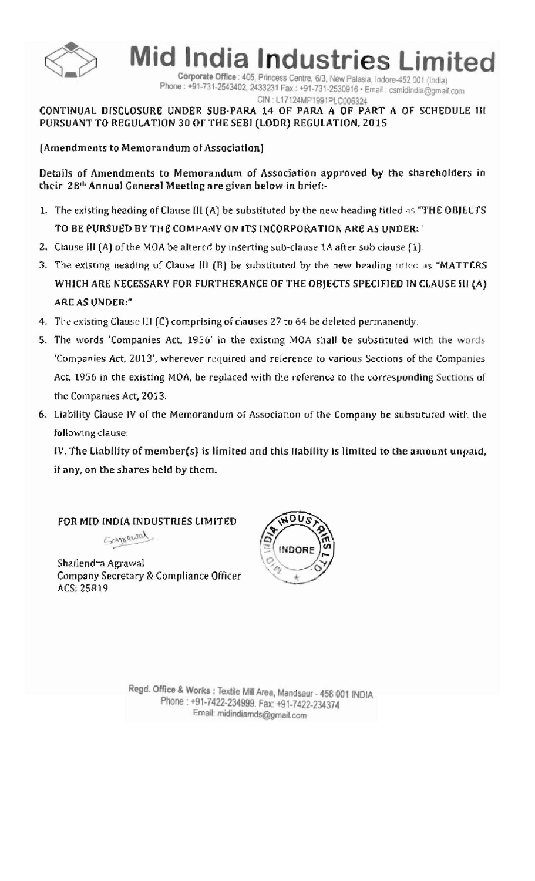# Mid India Industries Limited

Corporate Office : 405, Princess Centre, 6/3, New Palasia, Indore-452 001 (India)
Phone : +91-731-2543402, 2433231 Fax : +91-731-2530916 • Email : csmidindia@gmail.com
CIN : L17124MP1991PLC006324

**CONTINUAL DISCLOSURE UNDER SUB-PARA 14 OF PARA A OF PART A OF SCHEDULE III PURSUANT TO REGULATION 30 OF THE SEBI (LODR) REGULATION, 2015**

**(Amendments to Memorandum of Association)**

**Details of Amendments to Memorandum of Association approved by the shareholders in their 28th Annual General Meeting are given below in brief:-**

1. The existing heading of Clause III (A) be substituted by the new heading titled as **"THE OBJECTS TO BE PURSUED BY THE COMPANY ON ITS INCORPORATION ARE AS UNDER:"**
2. Clause III (A) of the MOA be altered by inserting sub-clause 1A after sub clause (1).
3. The existing heading of Clause III (B) be substituted by the new heading titled as **"MATTERS WHICH ARE NECESSARY FOR FURTHERANCE OF THE OBJECTS SPECIFIED IN CLAUSE III (A) ARE AS UNDER:"**
4. The existing Clause III (C) comprising of clauses 27 to 64 be deleted permanently.
5. The words 'Companies Act, 1956' in the existing MOA shall be substituted with the words 'Companies Act, 2013', wherever required and reference to various Sections of the Companies Act, 1956 in the existing MOA, be replaced with the reference to the corresponding Sections of the Companies Act, 2013.
6. Liability Clause IV of the Memorandum of Association of the Company be substituted with the following clause:

   **IV. The Liability of member(s) is limited and this liability is limited to the amount unpaid, if any, on the shares held by them.**

**FOR MID INDIA INDUSTRIES LIMITED**

Shailendra Agrawal
Company Secretary & Compliance Officer
ACS: 25819

Regd. Office & Works : Textile Mill Area, Mandsaur - 458 001 INDIA
Phone : +91-7422-234999, Fax: +91-7422-234374
Email: midindiamds@gmail.com